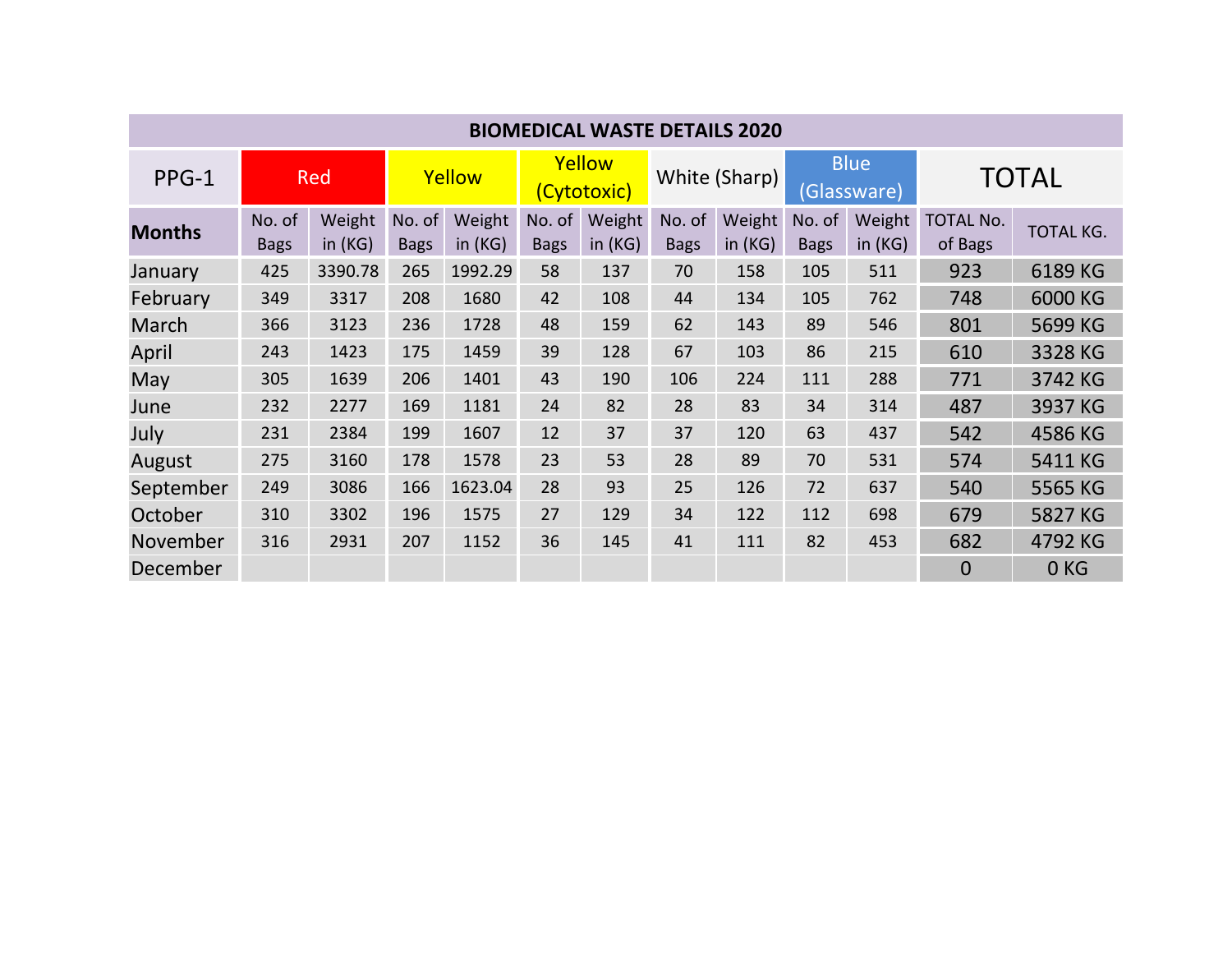| BIOMEDICAL WASTE DETAILS 2020 | | | | | | | | | | | | |
|---|---|---|---|---|---|---|---|---|---|---|---|---|
| PPG-1 | Red | | Yellow | | Yellow (Cytotoxic) | | White (Sharp) | | Blue (Glassware) | | TOTAL | |
| **Months** | No. of Bags | Weight in (KG) | No. of Bags | Weight in (KG) | No. of Bags | Weight in (KG) | No. of Bags | Weight in (KG) | No. of Bags | Weight in (KG) | TOTAL No. of Bags | TOTAL KG. |
| January | 425 | 3390.78 | 265 | 1992.29 | 58 | 137 | 70 | 158 | 105 | 511 | 923 | 6189 KG |
| February | 349 | 3317 | 208 | 1680 | 42 | 108 | 44 | 134 | 105 | 762 | 748 | 6000 KG |
| March | 366 | 3123 | 236 | 1728 | 48 | 159 | 62 | 143 | 89 | 546 | 801 | 5699 KG |
| April | 243 | 1423 | 175 | 1459 | 39 | 128 | 67 | 103 | 86 | 215 | 610 | 3328 KG |
| May | 305 | 1639 | 206 | 1401 | 43 | 190 | 106 | 224 | 111 | 288 | 771 | 3742 KG |
| June | 232 | 2277 | 169 | 1181 | 24 | 82 | 28 | 83 | 34 | 314 | 487 | 3937 KG |
| July | 231 | 2384 | 199 | 1607 | 12 | 37 | 37 | 120 | 63 | 437 | 542 | 4586 KG |
| August | 275 | 3160 | 178 | 1578 | 23 | 53 | 28 | 89 | 70 | 531 | 574 | 5411 KG |
| September | 249 | 3086 | 166 | 1623.04 | 28 | 93 | 25 | 126 | 72 | 637 | 540 | 5565 KG |
| October | 310 | 3302 | 196 | 1575 | 27 | 129 | 34 | 122 | 112 | 698 | 679 | 5827 KG |
| November | 316 | 2931 | 207 | 1152 | 36 | 145 | 41 | 111 | 82 | 453 | 682 | 4792 KG |
| December | | | | | | | | | | | 0 | 0 KG |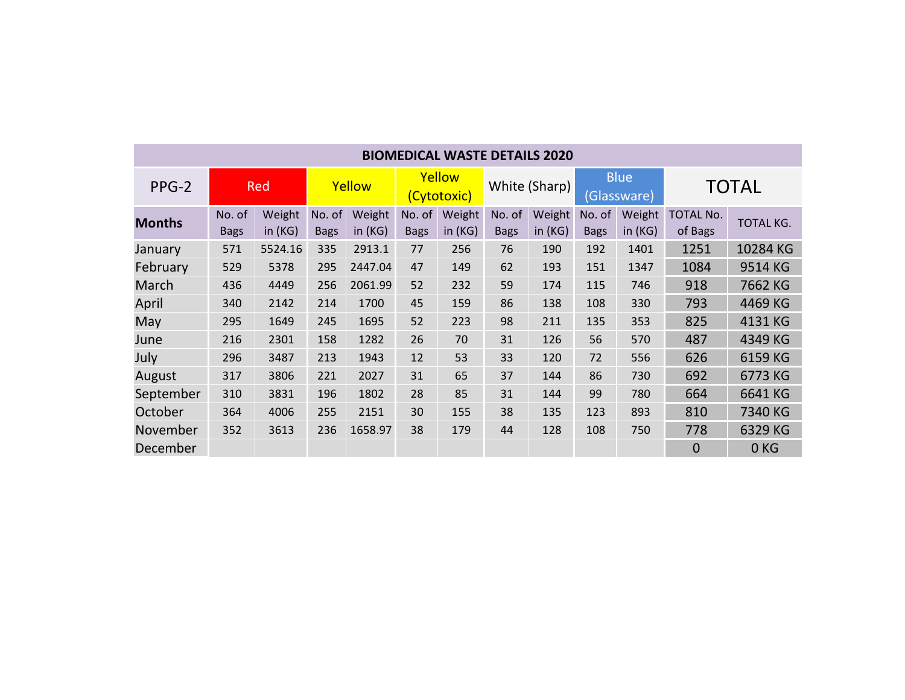| BIOMEDICAL WASTE DETAILS 2020 | | | | | | | | | | | | |
|---|---|---|---|---|---|---|---|---|---|---|---|---|
| PPG-2 | Red | | Yellow | | Yellow (Cytotoxic) | | White (Sharp) | | Blue (Glassware) | | TOTAL | |
| **Months** | No. of Bags | Weight in (KG) | No. of Bags | Weight in (KG) | No. of Bags | Weight in (KG) | No. of Bags | Weight in (KG) | No. of Bags | Weight in (KG) | TOTAL No. of Bags | TOTAL KG. |
| January | 571 | 5524.16 | 335 | 2913.1 | 77 | 256 | 76 | 190 | 192 | 1401 | 1251 | 10284 KG |
| February | 529 | 5378 | 295 | 2447.04 | 47 | 149 | 62 | 193 | 151 | 1347 | 1084 | 9514 KG |
| March | 436 | 4449 | 256 | 2061.99 | 52 | 232 | 59 | 174 | 115 | 746 | 918 | 7662 KG |
| April | 340 | 2142 | 214 | 1700 | 45 | 159 | 86 | 138 | 108 | 330 | 793 | 4469 KG |
| May | 295 | 1649 | 245 | 1695 | 52 | 223 | 98 | 211 | 135 | 353 | 825 | 4131 KG |
| June | 216 | 2301 | 158 | 1282 | 26 | 70 | 31 | 126 | 56 | 570 | 487 | 4349 KG |
| July | 296 | 3487 | 213 | 1943 | 12 | 53 | 33 | 120 | 72 | 556 | 626 | 6159 KG |
| August | 317 | 3806 | 221 | 2027 | 31 | 65 | 37 | 144 | 86 | 730 | 692 | 6773 KG |
| September | 310 | 3831 | 196 | 1802 | 28 | 85 | 31 | 144 | 99 | 780 | 664 | 6641 KG |
| October | 364 | 4006 | 255 | 2151 | 30 | 155 | 38 | 135 | 123 | 893 | 810 | 7340 KG |
| November | 352 | 3613 | 236 | 1658.97 | 38 | 179 | 44 | 128 | 108 | 750 | 778 | 6329 KG |
| December | | | | | | | | | | | 0 | 0 KG |